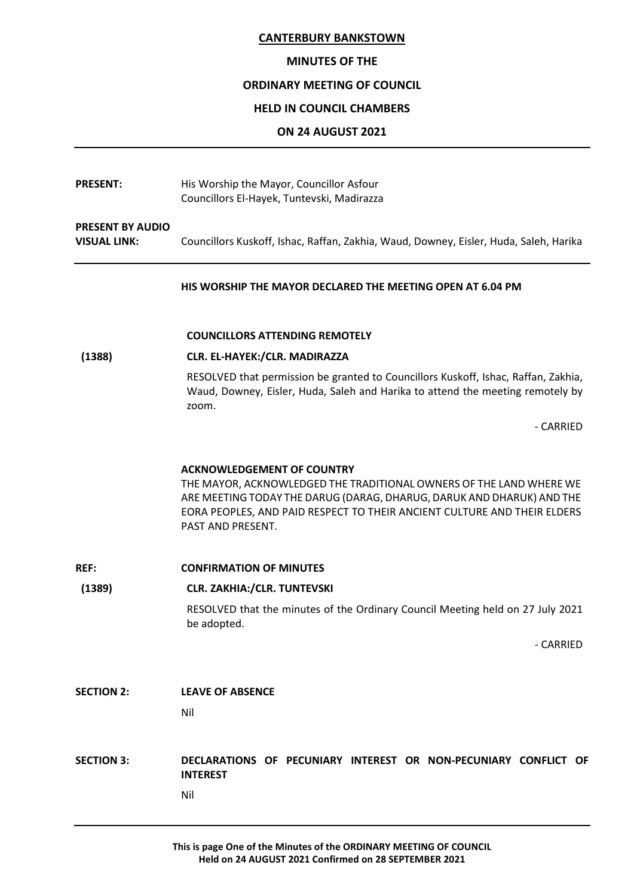# CANTERBURY BANKSTOWN

## MINUTES OF THE

## ORDINARY MEETING OF COUNCIL

## HELD IN COUNCIL CHAMBERS

## ON 24 AUGUST 2021

---

**PRESENT:** His Worship the Mayor, Councillor Asfour
Councillors El-Hayek, Tuntevski, Madirazza

**PRESENT BY AUDIO VISUAL LINK:** Councillors Kuskoff, Ishac, Raffan, Zakhia, Waud, Downey, Eisler, Huda, Saleh, Harika

---

**HIS WORSHIP THE MAYOR DECLARED THE MEETING OPEN AT 6.04 PM**

**COUNCILLORS ATTENDING REMOTELY**

**(1388) CLR. EL-HAYEK:/CLR. MADIRAZZA**

RESOLVED that permission be granted to Councillors Kuskoff, Ishac, Raffan, Zakhia, Waud, Downey, Eisler, Huda, Saleh and Harika to attend the meeting remotely by zoom.

- CARRIED

**ACKNOWLEDGEMENT OF COUNTRY**

THE MAYOR, ACKNOWLEDGED THE TRADITIONAL OWNERS OF THE LAND WHERE WE ARE MEETING TODAY THE DARUG (DARAG, DHARUG, DARUK AND DHARUK) AND THE EORA PEOPLES, AND PAID RESPECT TO THEIR ANCIENT CULTURE AND THEIR ELDERS PAST AND PRESENT.

**REF: CONFIRMATION OF MINUTES**

**(1389) CLR. ZAKHIA:/CLR. TUNTEVSKI**

RESOLVED that the minutes of the Ordinary Council Meeting held on 27 July 2021 be adopted.

- CARRIED

**SECTION 2: LEAVE OF ABSENCE**

Nil

**SECTION 3: DECLARATIONS OF PECUNIARY INTEREST OR NON-PECUNIARY CONFLICT OF INTEREST**

Nil

---

**This is page One of the Minutes of the ORDINARY MEETING OF COUNCIL Held on 24 AUGUST 2021 Confirmed on 28 SEPTEMBER 2021**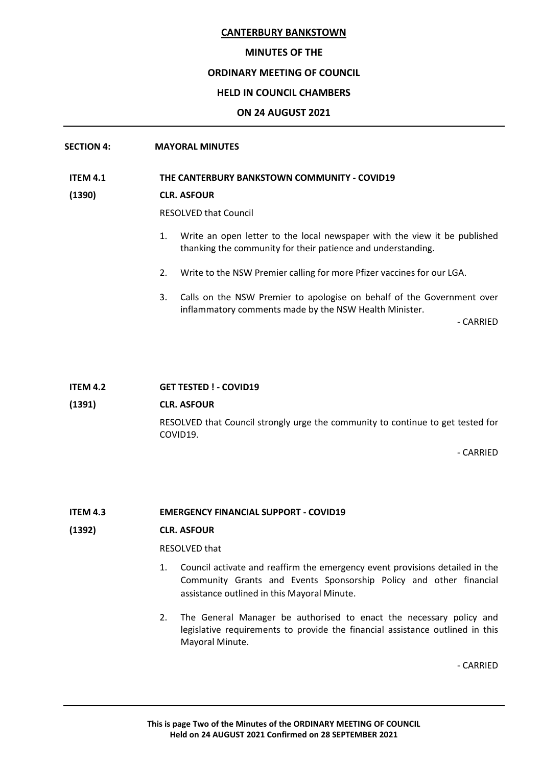**CANTERBURY BANKSTOWN**

**MINUTES OF THE**

**ORDINARY MEETING OF COUNCIL**

**HELD IN COUNCIL CHAMBERS**

**ON 24 AUGUST 2021**

---

## SECTION 4: MAYORAL MINUTES

### ITEM 4.1 THE CANTERBURY BANKSTOWN COMMUNITY - COVID19

**(1390) CLR. ASFOUR**

RESOLVED that Council

1. Write an open letter to the local newspaper with the view it be published thanking the community for their patience and understanding.
2. Write to the NSW Premier calling for more Pfizer vaccines for our LGA.
3. Calls on the NSW Premier to apologise on behalf of the Government over inflammatory comments made by the NSW Health Minister.

\- CARRIED

### ITEM 4.2 GET TESTED ! - COVID19

**(1391) CLR. ASFOUR**

RESOLVED that Council strongly urge the community to continue to get tested for COVID19.

\- CARRIED

### ITEM 4.3 EMERGENCY FINANCIAL SUPPORT - COVID19

**(1392) CLR. ASFOUR**

RESOLVED that

1. Council activate and reaffirm the emergency event provisions detailed in the Community Grants and Events Sponsorship Policy and other financial assistance outlined in this Mayoral Minute.
2. The General Manager be authorised to enact the necessary policy and legislative requirements to provide the financial assistance outlined in this Mayoral Minute.

\- CARRIED

---

**This is page Two of the Minutes of the ORDINARY MEETING OF COUNCIL Held on 24 AUGUST 2021 Confirmed on 28 SEPTEMBER 2021**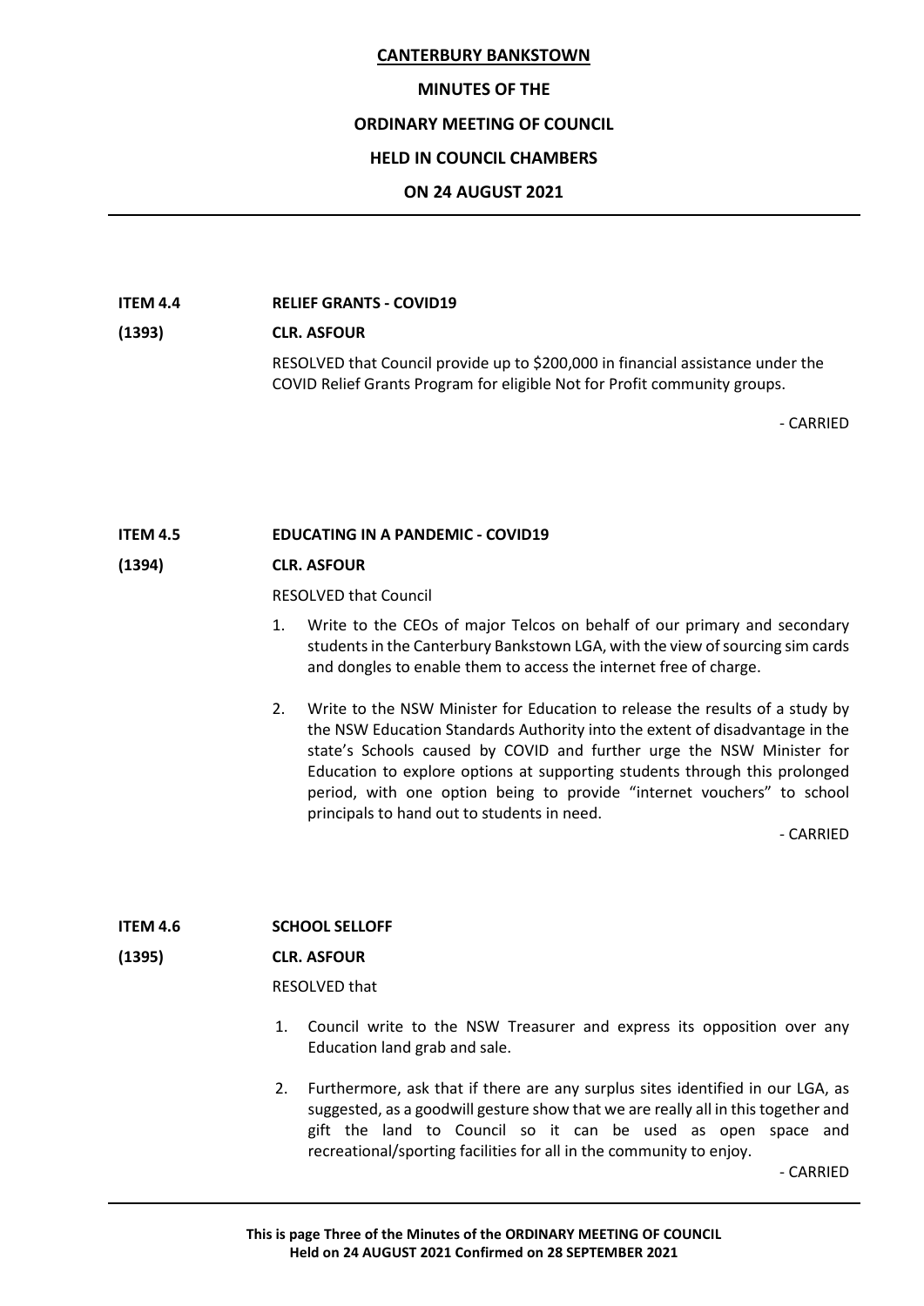**ITEM 4.4 RELIEF GRANTS - COVID19**

**(1393) CLR. ASFOUR**

RESOLVED that Council provide up to $200,000 in financial assistance under the COVID Relief Grants Program for eligible Not for Profit community groups.

- CARRIED

**ITEM 4.5 EDUCATING IN A PANDEMIC - COVID19**

**(1394) CLR. ASFOUR**

RESOLVED that Council

1. Write to the CEOs of major Telcos on behalf of our primary and secondary students in the Canterbury Bankstown LGA, with the view of sourcing sim cards and dongles to enable them to access the internet free of charge.
2. Write to the NSW Minister for Education to release the results of a study by the NSW Education Standards Authority into the extent of disadvantage in the state's Schools caused by COVID and further urge the NSW Minister for Education to explore options at supporting students through this prolonged period, with one option being to provide "internet vouchers" to school principals to hand out to students in need.

- CARRIED

**ITEM 4.6 SCHOOL SELLOFF**

**(1395) CLR. ASFOUR**

RESOLVED that

1. Council write to the NSW Treasurer and express its opposition over any Education land grab and sale.
2. Furthermore, ask that if there are any surplus sites identified in our LGA, as suggested, as a goodwill gesture show that we are really all in this together and gift the land to Council so it can be used as open space and recreational/sporting facilities for all in the community to enjoy.

- CARRIED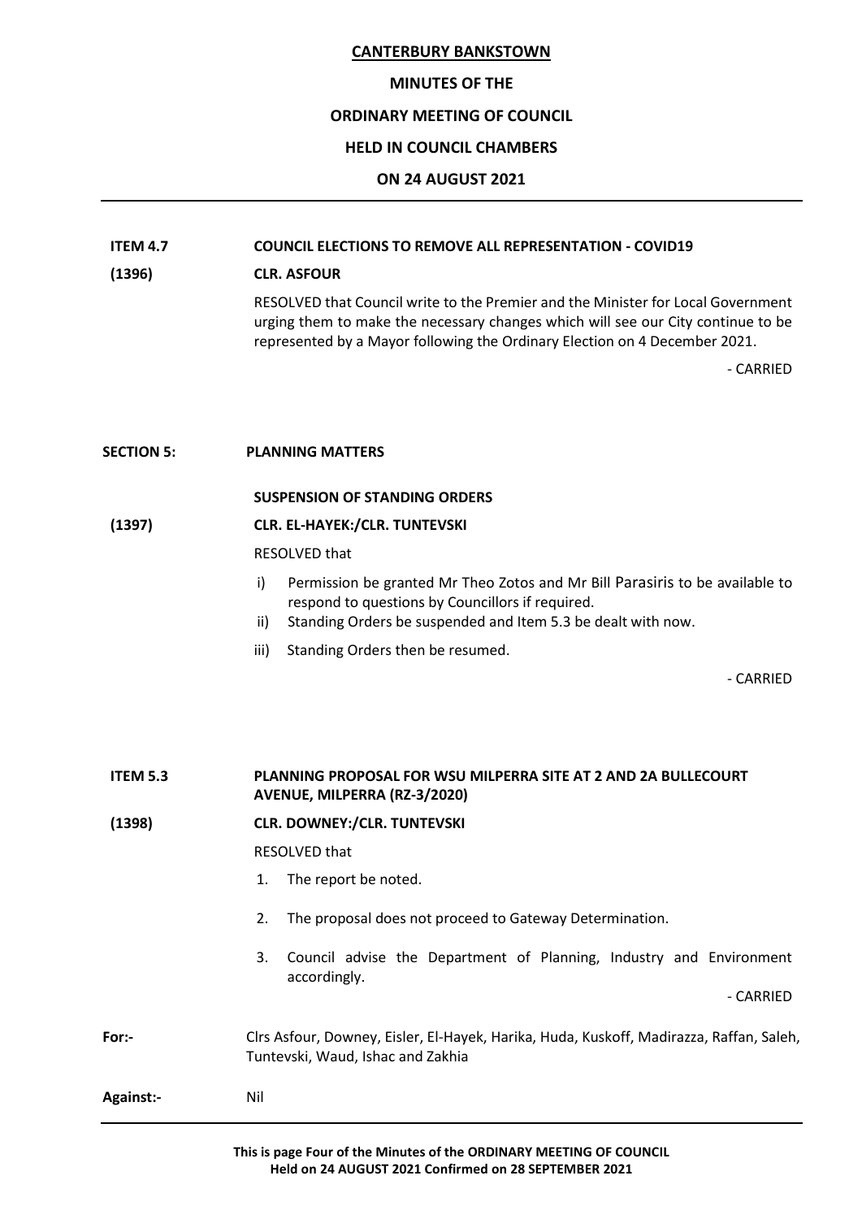**CANTERBURY BANKSTOWN**

**MINUTES OF THE**

**ORDINARY MEETING OF COUNCIL**

**HELD IN COUNCIL CHAMBERS**

**ON 24 AUGUST 2021**

---

**ITEM 4.7** **COUNCIL ELECTIONS TO REMOVE ALL REPRESENTATION - COVID19**

**(1396)** **CLR. ASFOUR**

RESOLVED that Council write to the Premier and the Minister for Local Government urging them to make the necessary changes which will see our City continue to be represented by a Mayor following the Ordinary Election on 4 December 2021.

\- CARRIED

**SECTION 5:** **PLANNING MATTERS**

**SUSPENSION OF STANDING ORDERS**

**(1397)** **CLR. EL-HAYEK:/CLR. TUNTEVSKI**

RESOLVED that

i) Permission be granted Mr Theo Zotos and Mr Bill Parasiris to be available to respond to questions by Councillors if required.

ii) Standing Orders be suspended and Item 5.3 be dealt with now.

iii) Standing Orders then be resumed.

\- CARRIED

**ITEM 5.3** **PLANNING PROPOSAL FOR WSU MILPERRA SITE AT 2 AND 2A BULLECOURT AVENUE, MILPERRA (RZ-3/2020)**

**(1398)** **CLR. DOWNEY:/CLR. TUNTEVSKI**

RESOLVED that

1. The report be noted.
2. The proposal does not proceed to Gateway Determination.
3. Council advise the Department of Planning, Industry and Environment accordingly.

\- CARRIED

**For:-** Clrs Asfour, Downey, Eisler, El-Hayek, Harika, Huda, Kuskoff, Madirazza, Raffan, Saleh, Tuntevski, Waud, Ishac and Zakhia

**Against:-** Nil

---

**This is page Four of the Minutes of the ORDINARY MEETING OF COUNCIL Held on 24 AUGUST 2021 Confirmed on 28 SEPTEMBER 2021**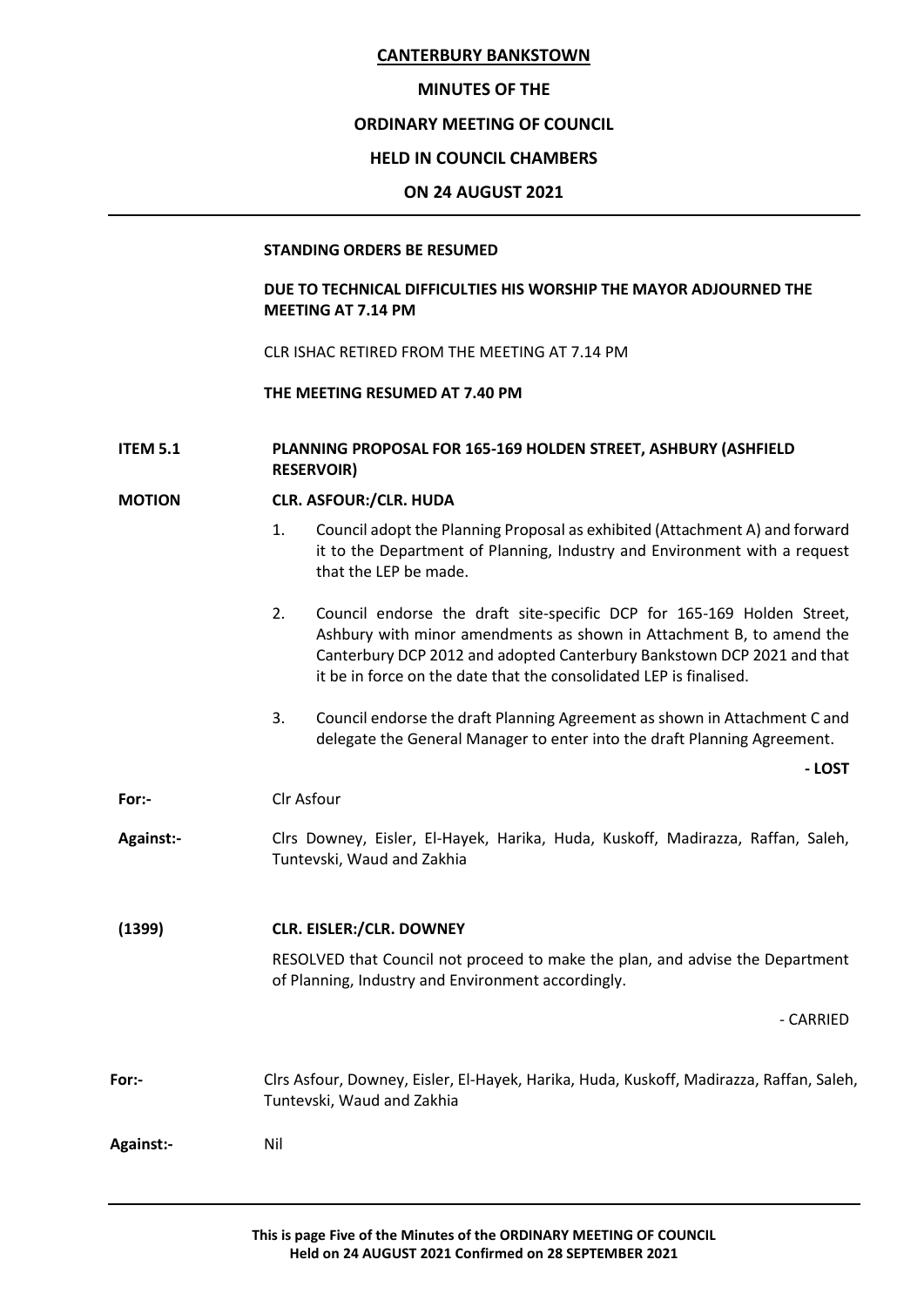**STANDING ORDERS BE RESUMED**

**DUE TO TECHNICAL DIFFICULTIES HIS WORSHIP THE MAYOR ADJOURNED THE MEETING AT 7.14 PM**

CLR ISHAC RETIRED FROM THE MEETING AT 7.14 PM

**THE MEETING RESUMED AT 7.40 PM**

**ITEM 5.1** **PLANNING PROPOSAL FOR 165-169 HOLDEN STREET, ASHBURY (ASHFIELD RESERVOIR)**

**MOTION** **CLR. ASFOUR:/CLR. HUDA**

1. Council adopt the Planning Proposal as exhibited (Attachment A) and forward it to the Department of Planning, Industry and Environment with a request that the LEP be made.

2. Council endorse the draft site-specific DCP for 165-169 Holden Street, Ashbury with minor amendments as shown in Attachment B, to amend the Canterbury DCP 2012 and adopted Canterbury Bankstown DCP 2021 and that it be in force on the date that the consolidated LEP is finalised.

3. Council endorse the draft Planning Agreement as shown in Attachment C and delegate the General Manager to enter into the draft Planning Agreement.

**- LOST**

**For:-** Clr Asfour

**Against:-** Clrs Downey, Eisler, El-Hayek, Harika, Huda, Kuskoff, Madirazza, Raffan, Saleh, Tuntevski, Waud and Zakhia

**(1399)** **CLR. EISLER:/CLR. DOWNEY**

RESOLVED that Council not proceed to make the plan, and advise the Department of Planning, Industry and Environment accordingly.

- CARRIED

**For:-** Clrs Asfour, Downey, Eisler, El-Hayek, Harika, Huda, Kuskoff, Madirazza, Raffan, Saleh, Tuntevski, Waud and Zakhia

**Against:-** Nil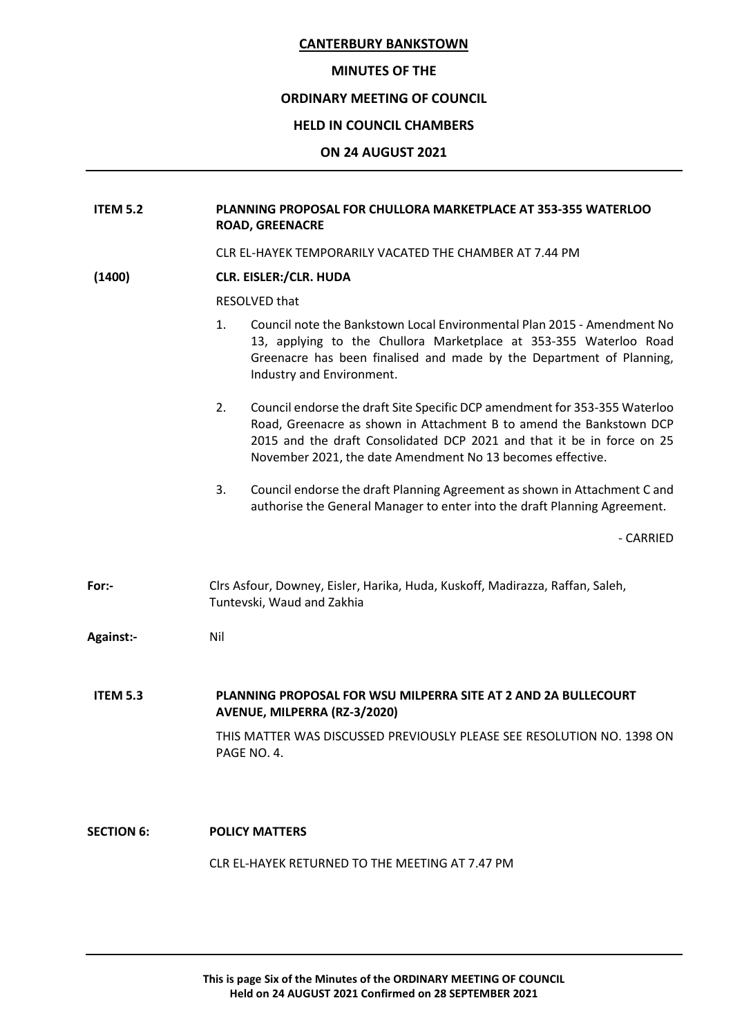**ITEM 5.2 PLANNING PROPOSAL FOR CHULLORA MARKETPLACE AT 353-355 WATERLOO ROAD, GREENACRE**

CLR EL-HAYEK TEMPORARILY VACATED THE CHAMBER AT 7.44 PM

**(1400) CLR. EISLER:/CLR. HUDA**

RESOLVED that

1. Council note the Bankstown Local Environmental Plan 2015 - Amendment No 13, applying to the Chullora Marketplace at 353-355 Waterloo Road Greenacre has been finalised and made by the Department of Planning, Industry and Environment.

2. Council endorse the draft Site Specific DCP amendment for 353-355 Waterloo Road, Greenacre as shown in Attachment B to amend the Bankstown DCP 2015 and the draft Consolidated DCP 2021 and that it be in force on 25 November 2021, the date Amendment No 13 becomes effective.

3. Council endorse the draft Planning Agreement as shown in Attachment C and authorise the General Manager to enter into the draft Planning Agreement.

- CARRIED

**For:-** Clrs Asfour, Downey, Eisler, Harika, Huda, Kuskoff, Madirazza, Raffan, Saleh, Tuntevski, Waud and Zakhia

**Against:-** Nil

**ITEM 5.3 PLANNING PROPOSAL FOR WSU MILPERRA SITE AT 2 AND 2A BULLECOURT AVENUE, MILPERRA (RZ-3/2020)**

THIS MATTER WAS DISCUSSED PREVIOUSLY PLEASE SEE RESOLUTION NO. 1398 ON PAGE NO. 4.

**SECTION 6: POLICY MATTERS**

CLR EL-HAYEK RETURNED TO THE MEETING AT 7.47 PM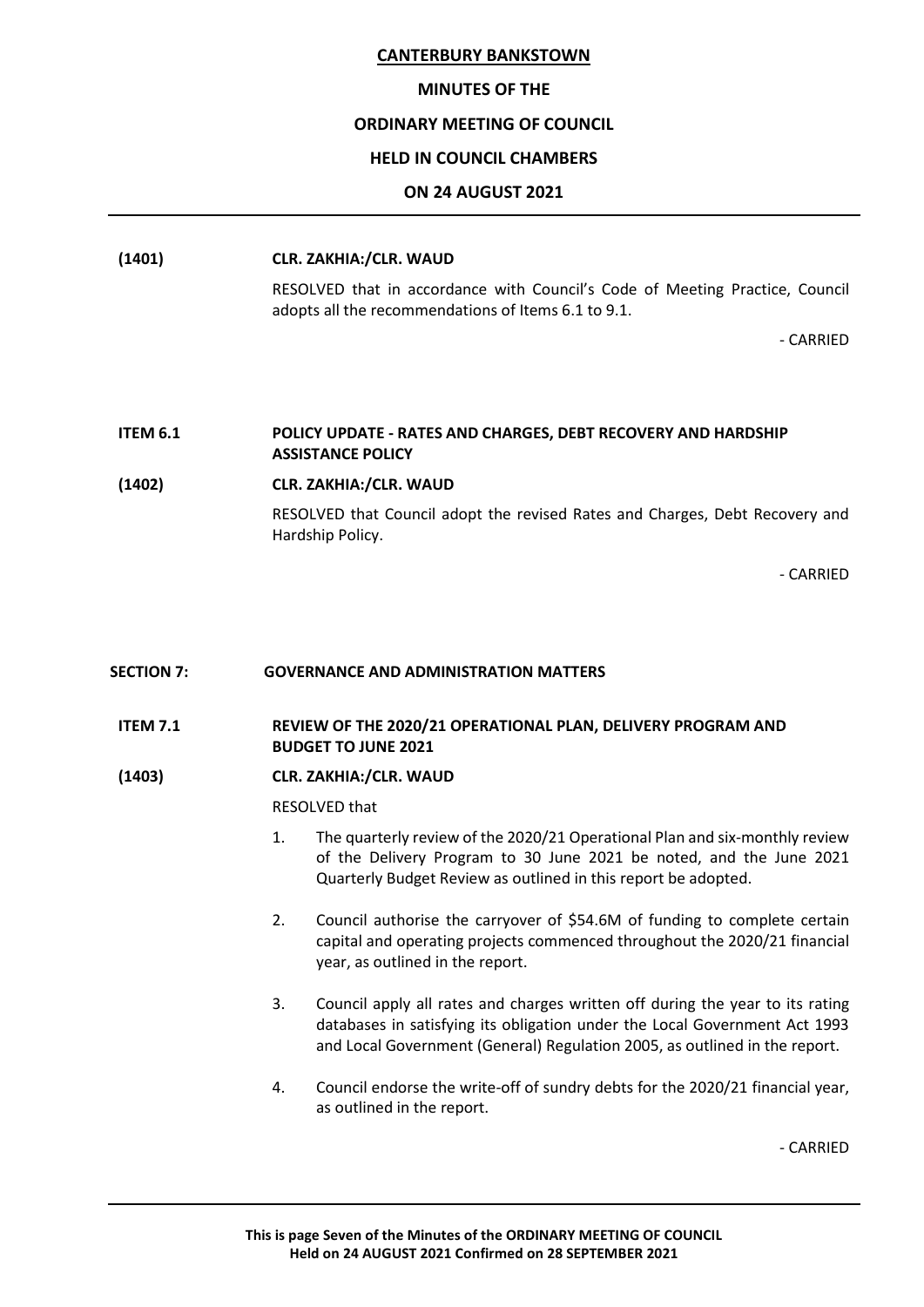**CANTERBURY BANKSTOWN**

**MINUTES OF THE**

**ORDINARY MEETING OF COUNCIL**

**HELD IN COUNCIL CHAMBERS**

**ON 24 AUGUST 2021**

---

**(1401)** **CLR. ZAKHIA:/CLR. WAUD**

RESOLVED that in accordance with Council's Code of Meeting Practice, Council adopts all the recommendations of Items 6.1 to 9.1.

\- CARRIED

**ITEM 6.1** **POLICY UPDATE - RATES AND CHARGES, DEBT RECOVERY AND HARDSHIP ASSISTANCE POLICY**

**(1402)** **CLR. ZAKHIA:/CLR. WAUD**

RESOLVED that Council adopt the revised Rates and Charges, Debt Recovery and Hardship Policy.

\- CARRIED

## SECTION 7: GOVERNANCE AND ADMINISTRATION MATTERS

**ITEM 7.1** **REVIEW OF THE 2020/21 OPERATIONAL PLAN, DELIVERY PROGRAM AND BUDGET TO JUNE 2021**

**(1403)** **CLR. ZAKHIA:/CLR. WAUD**

RESOLVED that

1. The quarterly review of the 2020/21 Operational Plan and six-monthly review of the Delivery Program to 30 June 2021 be noted, and the June 2021 Quarterly Budget Review as outlined in this report be adopted.

2. Council authorise the carryover of $54.6M of funding to complete certain capital and operating projects commenced throughout the 2020/21 financial year, as outlined in the report.

3. Council apply all rates and charges written off during the year to its rating databases in satisfying its obligation under the Local Government Act 1993 and Local Government (General) Regulation 2005, as outlined in the report.

4. Council endorse the write-off of sundry debts for the 2020/21 financial year, as outlined in the report.

\- CARRIED

---

**This is page Seven of the Minutes of the ORDINARY MEETING OF COUNCIL Held on 24 AUGUST 2021 Confirmed on 28 SEPTEMBER 2021**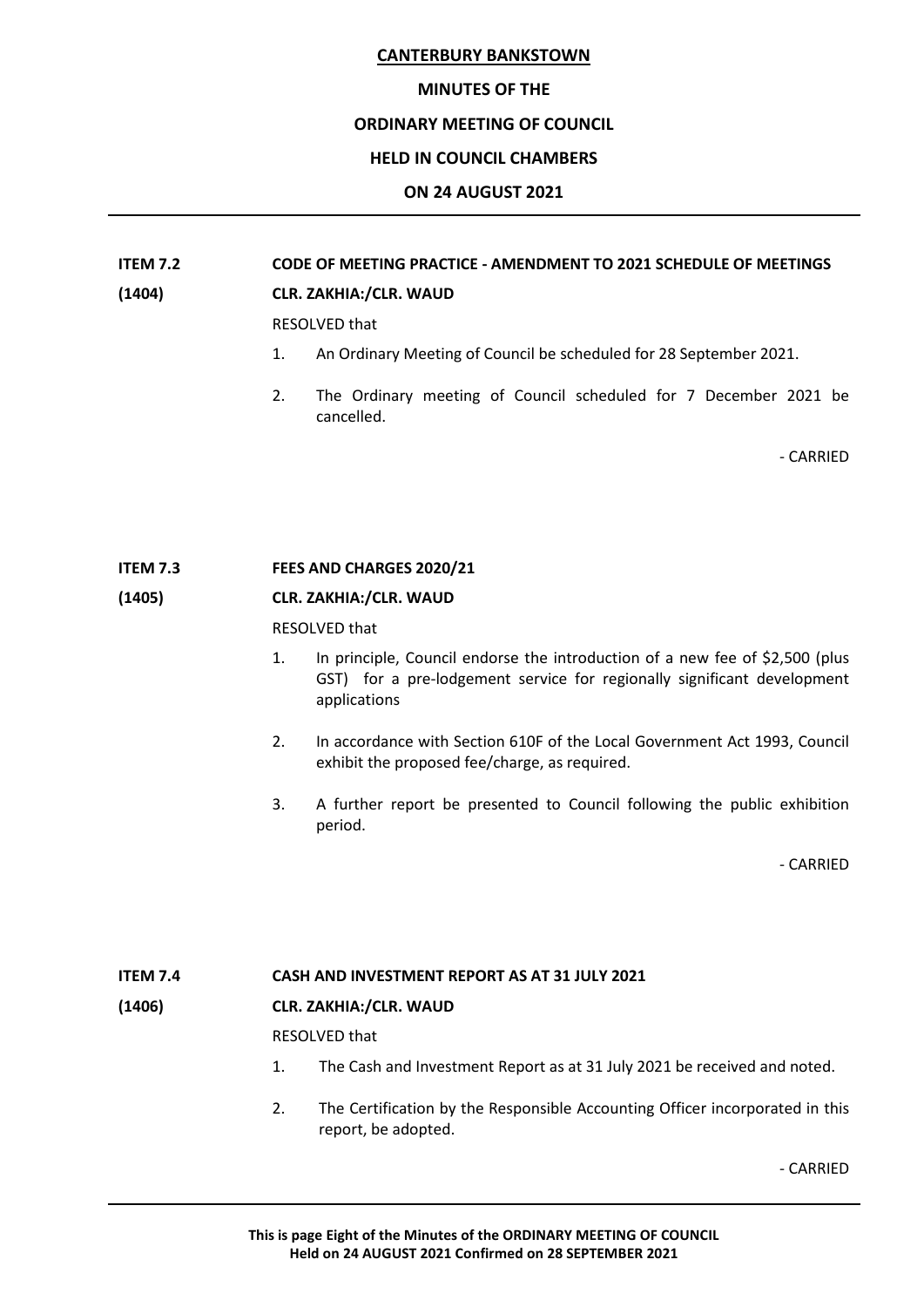**ITEM 7.2 CODE OF MEETING PRACTICE - AMENDMENT TO 2021 SCHEDULE OF MEETINGS**

**(1404) CLR. ZAKHIA:/CLR. WAUD**

RESOLVED that

1. An Ordinary Meeting of Council be scheduled for 28 September 2021.
2. The Ordinary meeting of Council scheduled for 7 December 2021 be cancelled.

- CARRIED

**ITEM 7.3 FEES AND CHARGES 2020/21**

**(1405) CLR. ZAKHIA:/CLR. WAUD**

RESOLVED that

1. In principle, Council endorse the introduction of a new fee of $2,500 (plus GST) for a pre-lodgement service for regionally significant development applications
2. In accordance with Section 610F of the Local Government Act 1993, Council exhibit the proposed fee/charge, as required.
3. A further report be presented to Council following the public exhibition period.

- CARRIED

**ITEM 7.4 CASH AND INVESTMENT REPORT AS AT 31 JULY 2021**

**(1406) CLR. ZAKHIA:/CLR. WAUD**

RESOLVED that

1. The Cash and Investment Report as at 31 July 2021 be received and noted.
2. The Certification by the Responsible Accounting Officer incorporated in this report, be adopted.

- CARRIED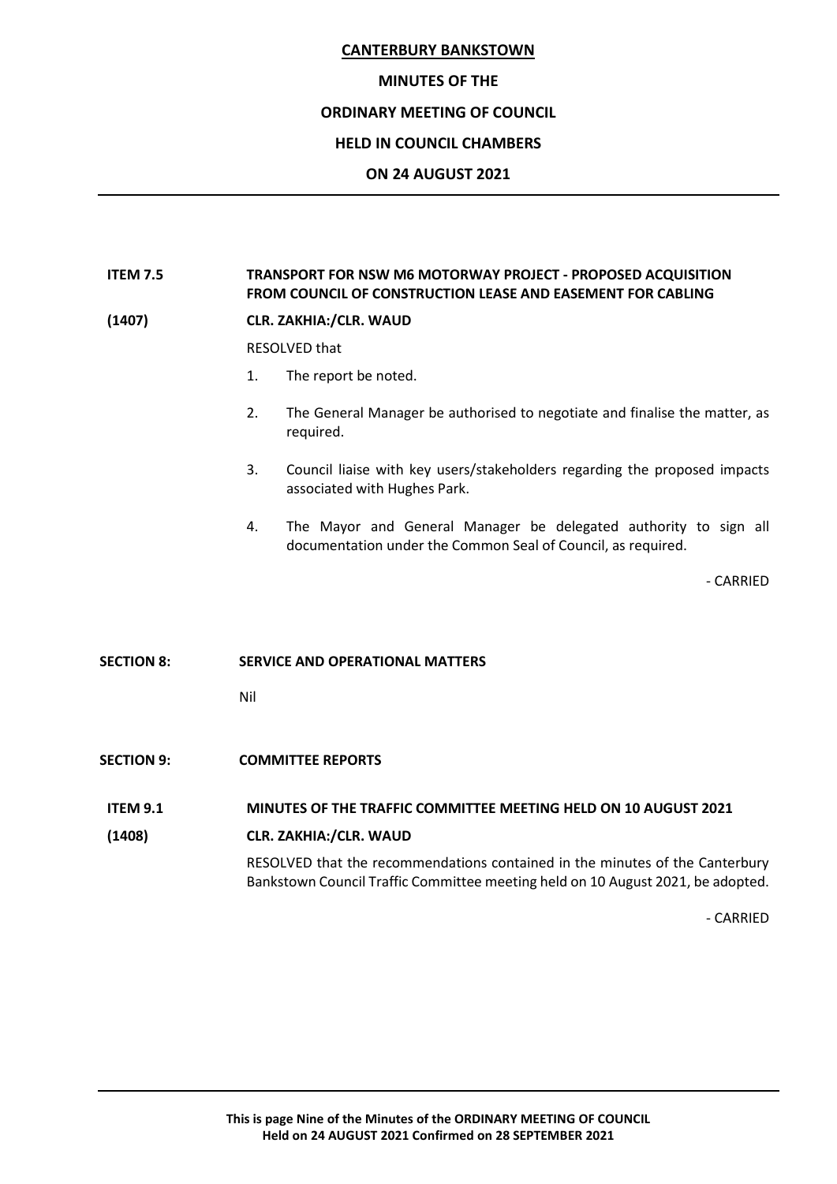**ITEM 7.5 TRANSPORT FOR NSW M6 MOTORWAY PROJECT - PROPOSED ACQUISITION FROM COUNCIL OF CONSTRUCTION LEASE AND EASEMENT FOR CABLING**

**(1407) CLR. ZAKHIA:/CLR. WAUD**

RESOLVED that

1. The report be noted.
2. The General Manager be authorised to negotiate and finalise the matter, as required.
3. Council liaise with key users/stakeholders regarding the proposed impacts associated with Hughes Park.
4. The Mayor and General Manager be delegated authority to sign all documentation under the Common Seal of Council, as required.

\- CARRIED

**SECTION 8: SERVICE AND OPERATIONAL MATTERS**

Nil

**SECTION 9: COMMITTEE REPORTS**

**ITEM 9.1 MINUTES OF THE TRAFFIC COMMITTEE MEETING HELD ON 10 AUGUST 2021**

**(1408) CLR. ZAKHIA:/CLR. WAUD**

RESOLVED that the recommendations contained in the minutes of the Canterbury Bankstown Council Traffic Committee meeting held on 10 August 2021, be adopted.

\- CARRIED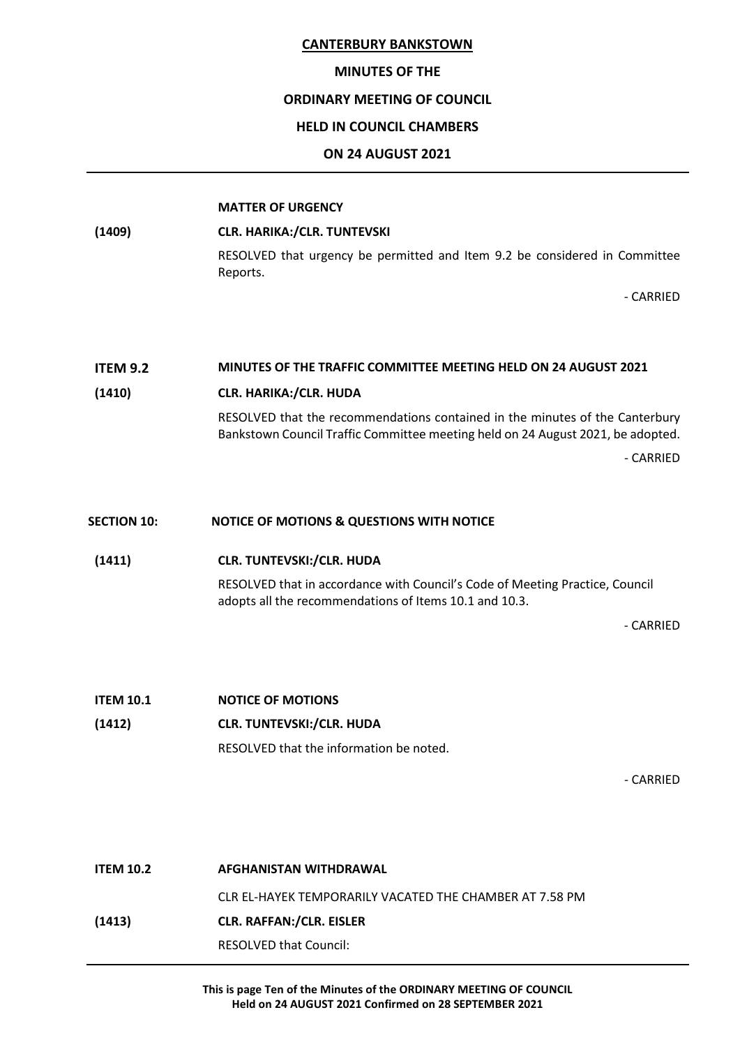**MATTER OF URGENCY**

**(1409)** **CLR. HARIKA:/CLR. TUNTEVSKI**

RESOLVED that urgency be permitted and Item 9.2 be considered in Committee Reports.

- CARRIED

**ITEM 9.2** **MINUTES OF THE TRAFFIC COMMITTEE MEETING HELD ON 24 AUGUST 2021**

**(1410)** **CLR. HARIKA:/CLR. HUDA**

RESOLVED that the recommendations contained in the minutes of the Canterbury Bankstown Council Traffic Committee meeting held on 24 August 2021, be adopted.

- CARRIED

**SECTION 10:** **NOTICE OF MOTIONS & QUESTIONS WITH NOTICE**

**(1411)** **CLR. TUNTEVSKI:/CLR. HUDA**

RESOLVED that in accordance with Council's Code of Meeting Practice, Council adopts all the recommendations of Items 10.1 and 10.3.

- CARRIED

**ITEM 10.1** **NOTICE OF MOTIONS**

**(1412)** **CLR. TUNTEVSKI:/CLR. HUDA**

RESOLVED that the information be noted.

- CARRIED

**ITEM 10.2** **AFGHANISTAN WITHDRAWAL**

CLR EL-HAYEK TEMPORARILY VACATED THE CHAMBER AT 7.58 PM

**(1413)** **CLR. RAFFAN:/CLR. EISLER**

RESOLVED that Council: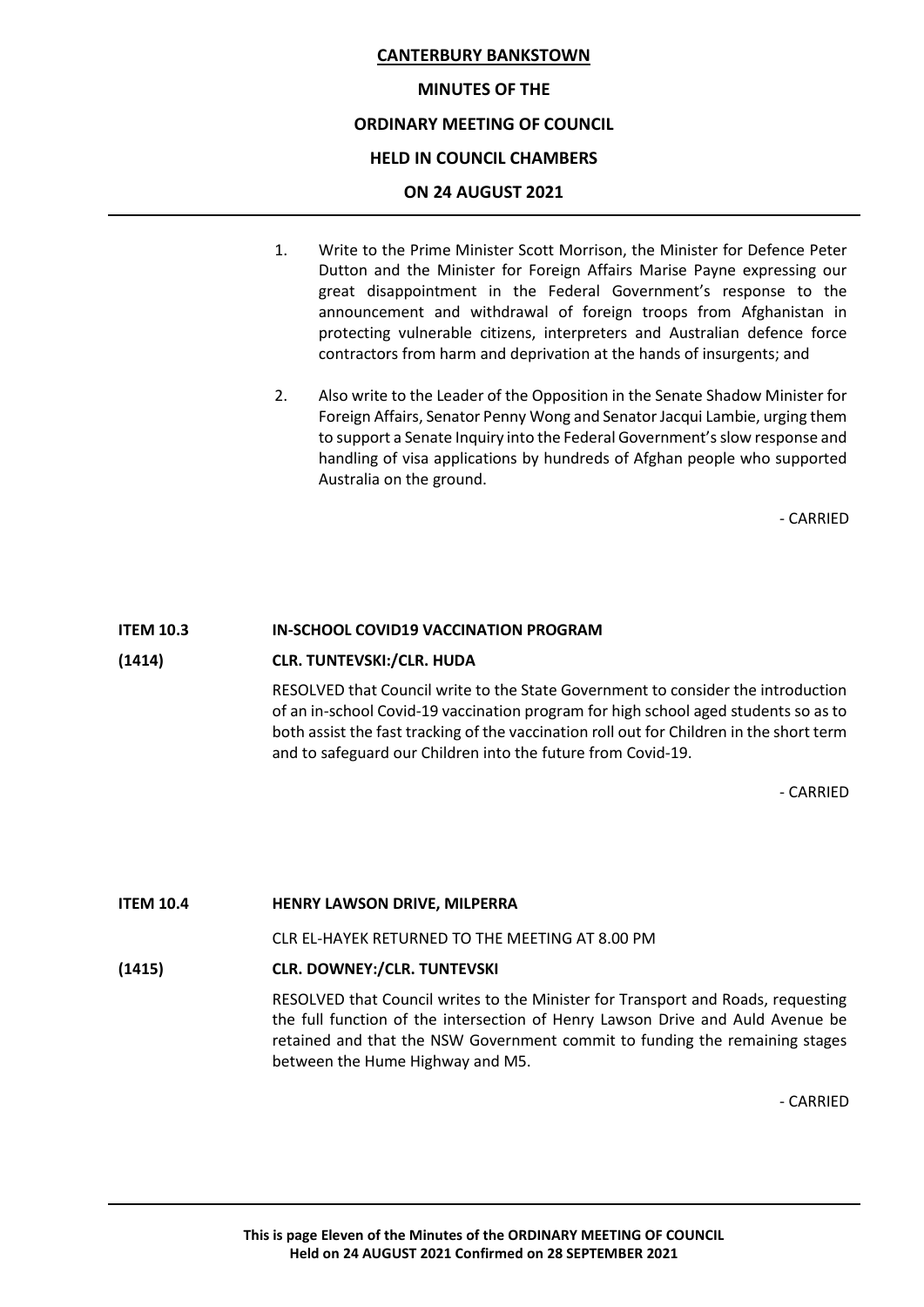1. Write to the Prime Minister Scott Morrison, the Minister for Defence Peter Dutton and the Minister for Foreign Affairs Marise Payne expressing our great disappointment in the Federal Government's response to the announcement and withdrawal of foreign troops from Afghanistan in protecting vulnerable citizens, interpreters and Australian defence force contractors from harm and deprivation at the hands of insurgents; and

2. Also write to the Leader of the Opposition in the Senate Shadow Minister for Foreign Affairs, Senator Penny Wong and Senator Jacqui Lambie, urging them to support a Senate Inquiry into the Federal Government's slow response and handling of visa applications by hundreds of Afghan people who supported Australia on the ground.

\- CARRIED

**ITEM 10.3 IN-SCHOOL COVID19 VACCINATION PROGRAM**

**(1414) CLR. TUNTEVSKI:/CLR. HUDA**

RESOLVED that Council write to the State Government to consider the introduction of an in-school Covid-19 vaccination program for high school aged students so as to both assist the fast tracking of the vaccination roll out for Children in the short term and to safeguard our Children into the future from Covid-19.

\- CARRIED

**ITEM 10.4 HENRY LAWSON DRIVE, MILPERRA**

CLR EL-HAYEK RETURNED TO THE MEETING AT 8.00 PM

**(1415) CLR. DOWNEY:/CLR. TUNTEVSKI**

RESOLVED that Council writes to the Minister for Transport and Roads, requesting the full function of the intersection of Henry Lawson Drive and Auld Avenue be retained and that the NSW Government commit to funding the remaining stages between the Hume Highway and M5.

\- CARRIED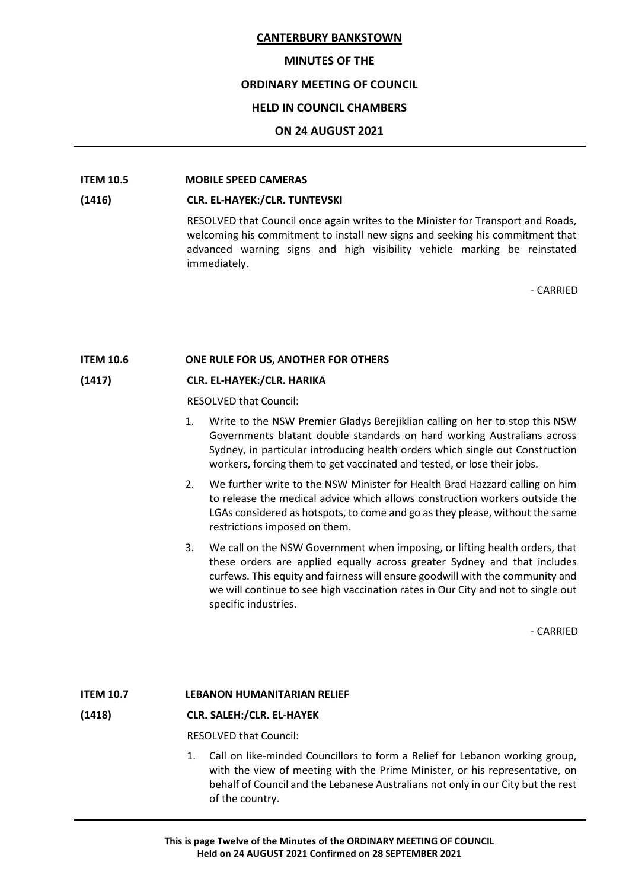## ITEM 10.5 MOBILE SPEED CAMERAS

**(1416) CLR. EL-HAYEK:/CLR. TUNTEVSKI**

RESOLVED that Council once again writes to the Minister for Transport and Roads, welcoming his commitment to install new signs and seeking his commitment that advanced warning signs and high visibility vehicle marking be reinstated immediately.

- CARRIED

## ITEM 10.6 ONE RULE FOR US, ANOTHER FOR OTHERS

**(1417) CLR. EL-HAYEK:/CLR. HARIKA**

RESOLVED that Council:

1. Write to the NSW Premier Gladys Berejiklian calling on her to stop this NSW Governments blatant double standards on hard working Australians across Sydney, in particular introducing health orders which single out Construction workers, forcing them to get vaccinated and tested, or lose their jobs.
2. We further write to the NSW Minister for Health Brad Hazzard calling on him to release the medical advice which allows construction workers outside the LGAs considered as hotspots, to come and go as they please, without the same restrictions imposed on them.
3. We call on the NSW Government when imposing, or lifting health orders, that these orders are applied equally across greater Sydney and that includes curfews. This equity and fairness will ensure goodwill with the community and we will continue to see high vaccination rates in Our City and not to single out specific industries.

- CARRIED

## ITEM 10.7 LEBANON HUMANITARIAN RELIEF

**(1418) CLR. SALEH:/CLR. EL-HAYEK**

RESOLVED that Council:

1. Call on like-minded Councillors to form a Relief for Lebanon working group, with the view of meeting with the Prime Minister, or his representative, on behalf of Council and the Lebanese Australians not only in our City but the rest of the country.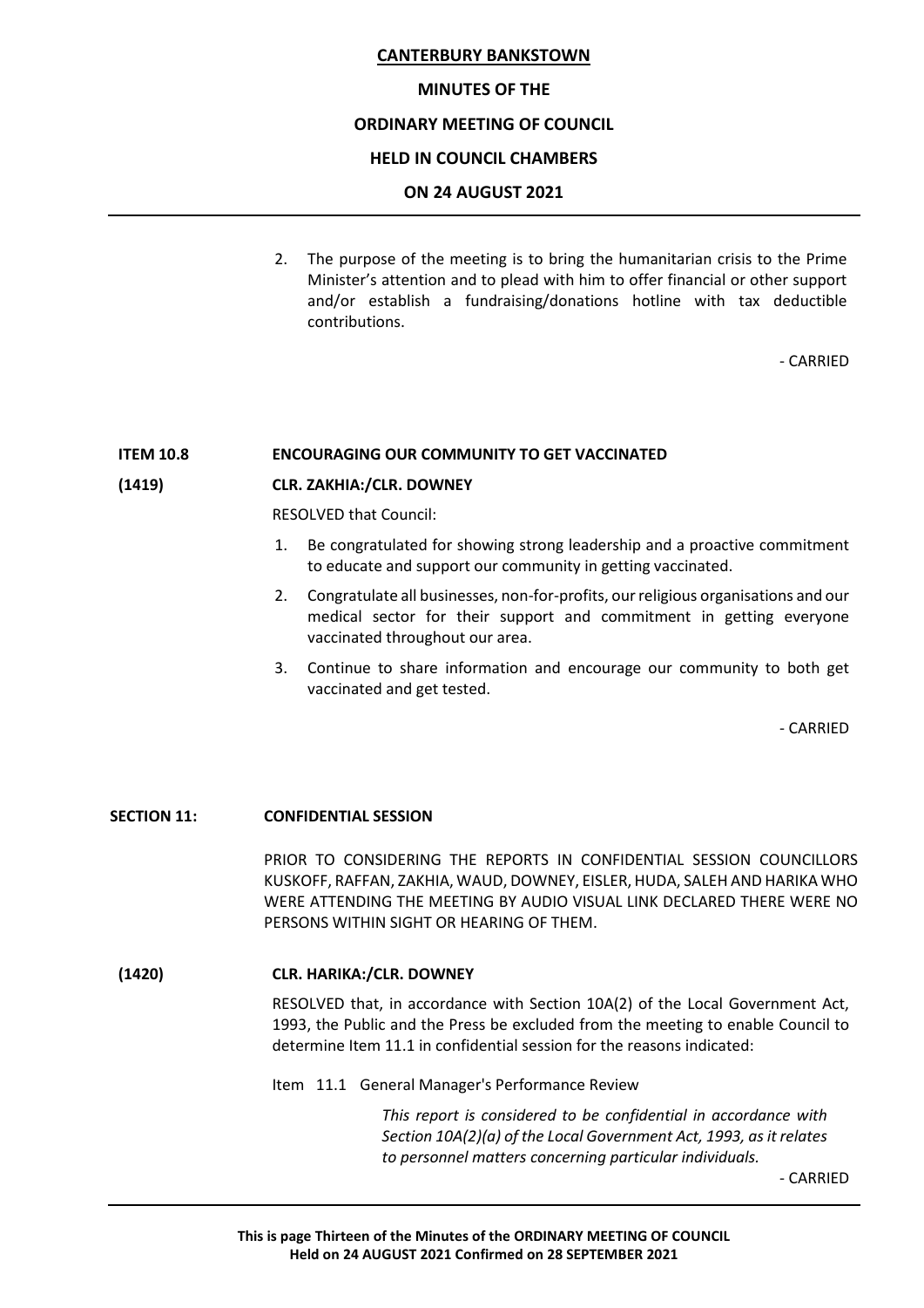2. The purpose of the meeting is to bring the humanitarian crisis to the Prime Minister's attention and to plead with him to offer financial or other support and/or establish a fundraising/donations hotline with tax deductible contributions.

- CARRIED

**ITEM 10.8 ENCOURAGING OUR COMMUNITY TO GET VACCINATED**

**(1419) CLR. ZAKHIA:/CLR. DOWNEY**

RESOLVED that Council:

1. Be congratulated for showing strong leadership and a proactive commitment to educate and support our community in getting vaccinated.
2. Congratulate all businesses, non-for-profits, our religious organisations and our medical sector for their support and commitment in getting everyone vaccinated throughout our area.
3. Continue to share information and encourage our community to both get vaccinated and get tested.

- CARRIED

**SECTION 11: CONFIDENTIAL SESSION**

PRIOR TO CONSIDERING THE REPORTS IN CONFIDENTIAL SESSION COUNCILLORS KUSKOFF, RAFFAN, ZAKHIA, WAUD, DOWNEY, EISLER, HUDA, SALEH AND HARIKA WHO WERE ATTENDING THE MEETING BY AUDIO VISUAL LINK DECLARED THERE WERE NO PERSONS WITHIN SIGHT OR HEARING OF THEM.

**(1420) CLR. HARIKA:/CLR. DOWNEY**

RESOLVED that, in accordance with Section 10A(2) of the Local Government Act, 1993, the Public and the Press be excluded from the meeting to enable Council to determine Item 11.1 in confidential session for the reasons indicated:

Item 11.1 General Manager's Performance Review

*This report is considered to be confidential in accordance with Section 10A(2)(a) of the Local Government Act, 1993, as it relates to personnel matters concerning particular individuals.*

- CARRIED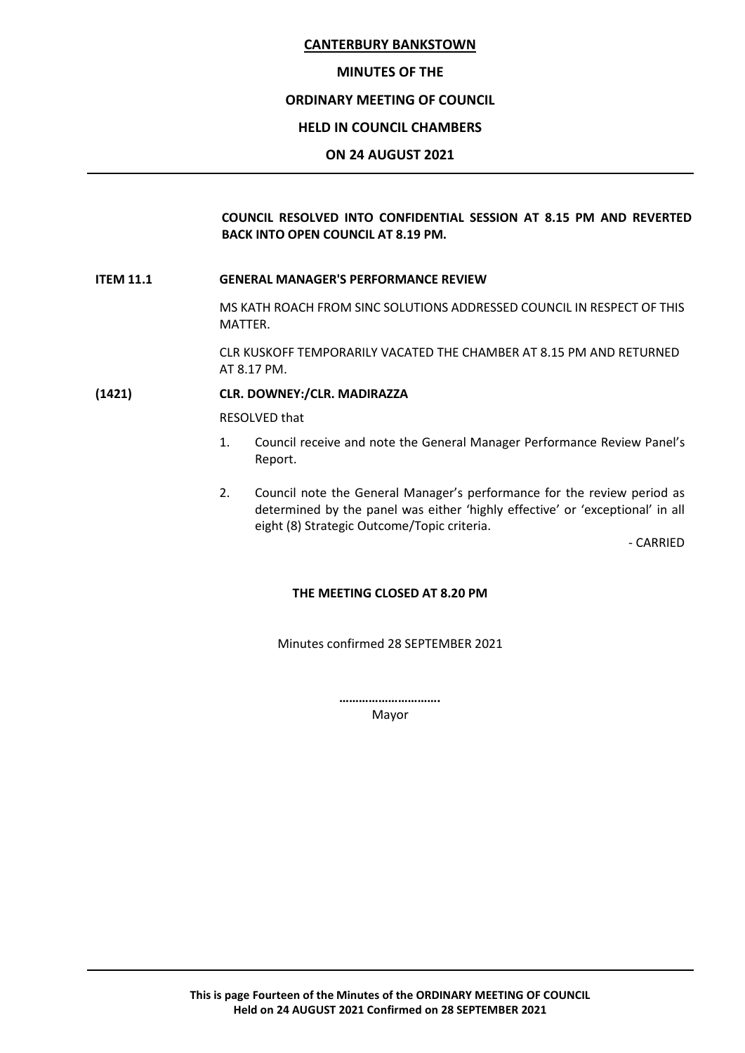**COUNCIL RESOLVED INTO CONFIDENTIAL SESSION AT 8.15 PM AND REVERTED BACK INTO OPEN COUNCIL AT 8.19 PM.**

**ITEM 11.1 GENERAL MANAGER'S PERFORMANCE REVIEW**

MS KATH ROACH FROM SINC SOLUTIONS ADDRESSED COUNCIL IN RESPECT OF THIS MATTER.

CLR KUSKOFF TEMPORARILY VACATED THE CHAMBER AT 8.15 PM AND RETURNED AT 8.17 PM.

**(1421) CLR. DOWNEY:/CLR. MADIRAZZA**

RESOLVED that

1. Council receive and note the General Manager Performance Review Panel's Report.
2. Council note the General Manager's performance for the review period as determined by the panel was either 'highly effective' or 'exceptional' in all eight (8) Strategic Outcome/Topic criteria.

- CARRIED

**THE MEETING CLOSED AT 8.20 PM**

Minutes confirmed 28 SEPTEMBER 2021

**………………………….**

Mayor